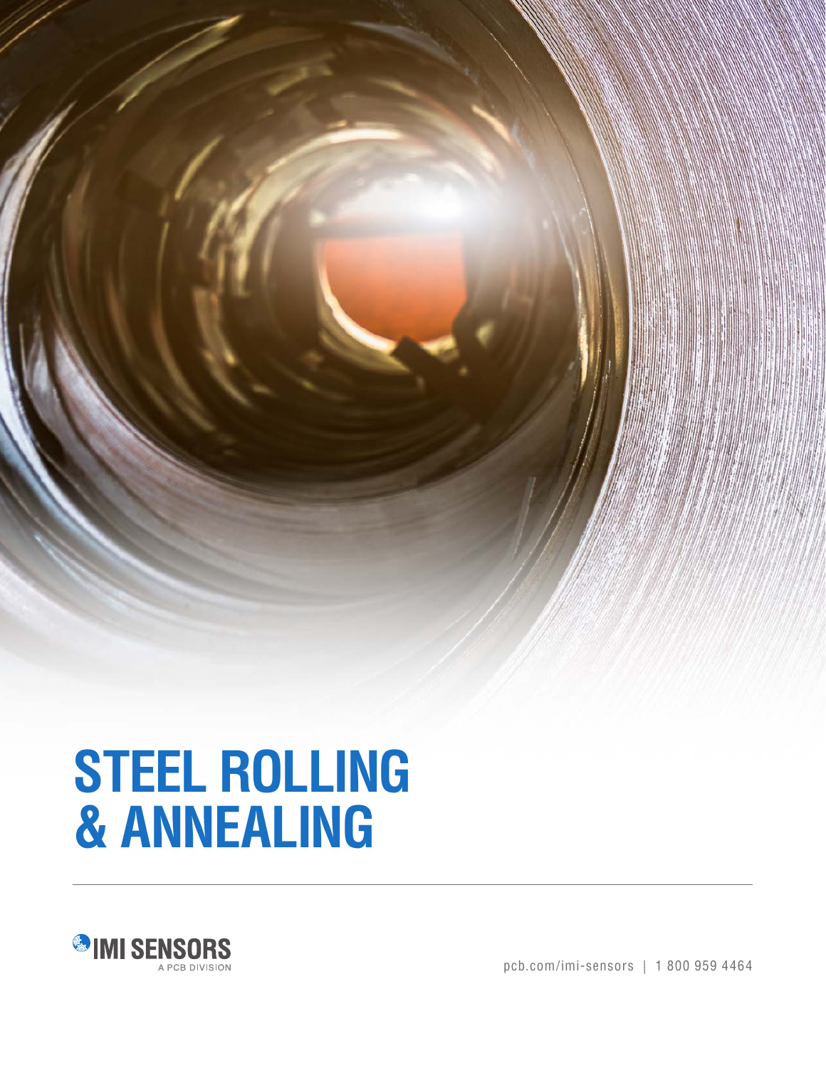# STEEL ROLLING & ANNEALING

IMI SENSORS

A PCB DIVISION

pcb.com/imi-sensors | 1 800 959 4464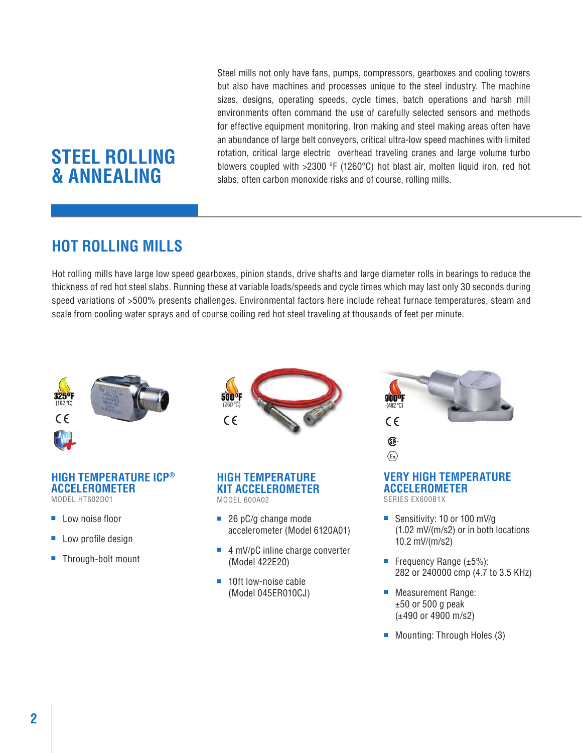# STEEL ROLLING & ANNEALING

Steel mills not only have fans, pumps, compressors, gearboxes and cooling towers but also have machines and processes unique to the steel industry. The machine sizes, designs, operating speeds, cycle times, batch operations and harsh mill environments often command the use of carefully selected sensors and methods for effective equipment monitoring. Iron making and steel making areas often have an abundance of large belt conveyors, critical ultra-low speed machines with limited rotation, critical large electric overhead traveling cranes and large volume turbo blowers coupled with >2300 °F (1260°C) hot blast air, molten liquid iron, red hot slabs, often carbon monoxide risks and of course, rolling mills.

## HOT ROLLING MILLS

Hot rolling mills have large low speed gearboxes, pinion stands, drive shafts and large diameter rolls in bearings to reduce the thickness of red hot steel slabs. Running these at variable loads/speeds and cycle times which may last only 30 seconds during speed variations of >500% presents challenges. Environmental factors here include reheat furnace temperatures, steam and scale from cooling water sprays and of course coiling red hot steel traveling at thousands of feet per minute.

325°F (162 °C)

### HIGH TEMPERATURE ICP® ACCELEROMETER

MODEL HT602D01

- Low noise floor
- Low profile design
- Through-bolt mount

500°F (260 °C)

### HIGH TEMPERATURE KIT ACCELEROMETER

MODEL 600A02

- 26 pC/g change mode accelerometer (Model 6120A01)
- 4 mV/pC inline charge converter (Model 422E20)
- 10ft low-noise cable (Model 045ER010CJ)

900°F (482 °C)

### VERY HIGH TEMPERATURE ACCELEROMETER

SERIES EX600B1X

- Sensitivity: 10 or 100 mV/g (1.02 mV/(m/s2) or in both locations 10.2 mV/(m/s2)
- Frequency Range (±5%): 282 or 240000 cmp (4.7 to 3.5 KHz)
- Measurement Range: ±50 or 500 g peak (±490 or 4900 m/s2)
- Mounting: Through Holes (3)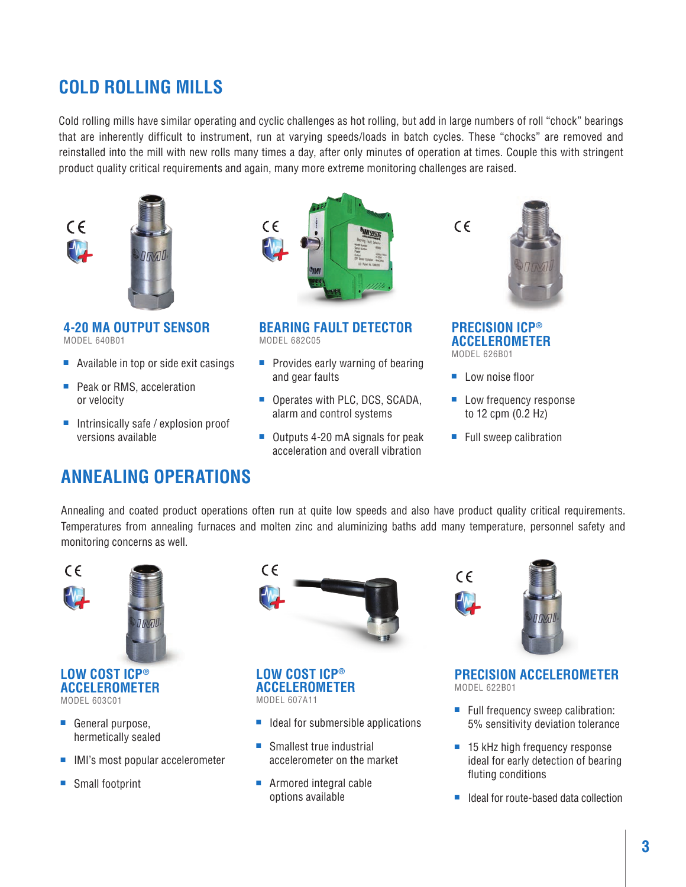## COLD ROLLING MILLS

Cold rolling mills have similar operating and cyclic challenges as hot rolling, but add in large numbers of roll "chock" bearings that are inherently difficult to instrument, run at varying speeds/loads in batch cycles. These "chocks" are removed and reinstalled into the mill with new rolls many times a day, after only minutes of operation at times. Couple this with stringent product quality critical requirements and again, many more extreme monitoring challenges are raised.

### 4-20 MA OUTPUT SENSOR

MODEL 640B01

- Available in top or side exit casings
- Peak or RMS, acceleration or velocity
- Intrinsically safe / explosion proof versions available

### BEARING FAULT DETECTOR

MODEL 682C05

- Provides early warning of bearing and gear faults
- Operates with PLC, DCS, SCADA, alarm and control systems
- Outputs 4-20 mA signals for peak acceleration and overall vibration

### PRECISION ICP® ACCELEROMETER

MODEL 626B01

- Low noise floor
- Low frequency response to 12 cpm (0.2 Hz)
- Full sweep calibration

## ANNEALING OPERATIONS

Annealing and coated product operations often run at quite low speeds and also have product quality critical requirements. Temperatures from annealing furnaces and molten zinc and aluminizing baths add many temperature, personnel safety and monitoring concerns as well.

### LOW COST ICP® ACCELEROMETER

MODEL 603C01

- General purpose, hermetically sealed
- IMI's most popular accelerometer
- Small footprint

### LOW COST ICP® ACCELEROMETER

MODEL 607A11

- Ideal for submersible applications
- Smallest true industrial accelerometer on the market
- Armored integral cable options available

### PRECISION ACCELEROMETER

MODEL 622B01

- Full frequency sweep calibration: 5% sensitivity deviation tolerance
- 15 kHz high frequency response ideal for early detection of bearing fluting conditions
- Ideal for route-based data collection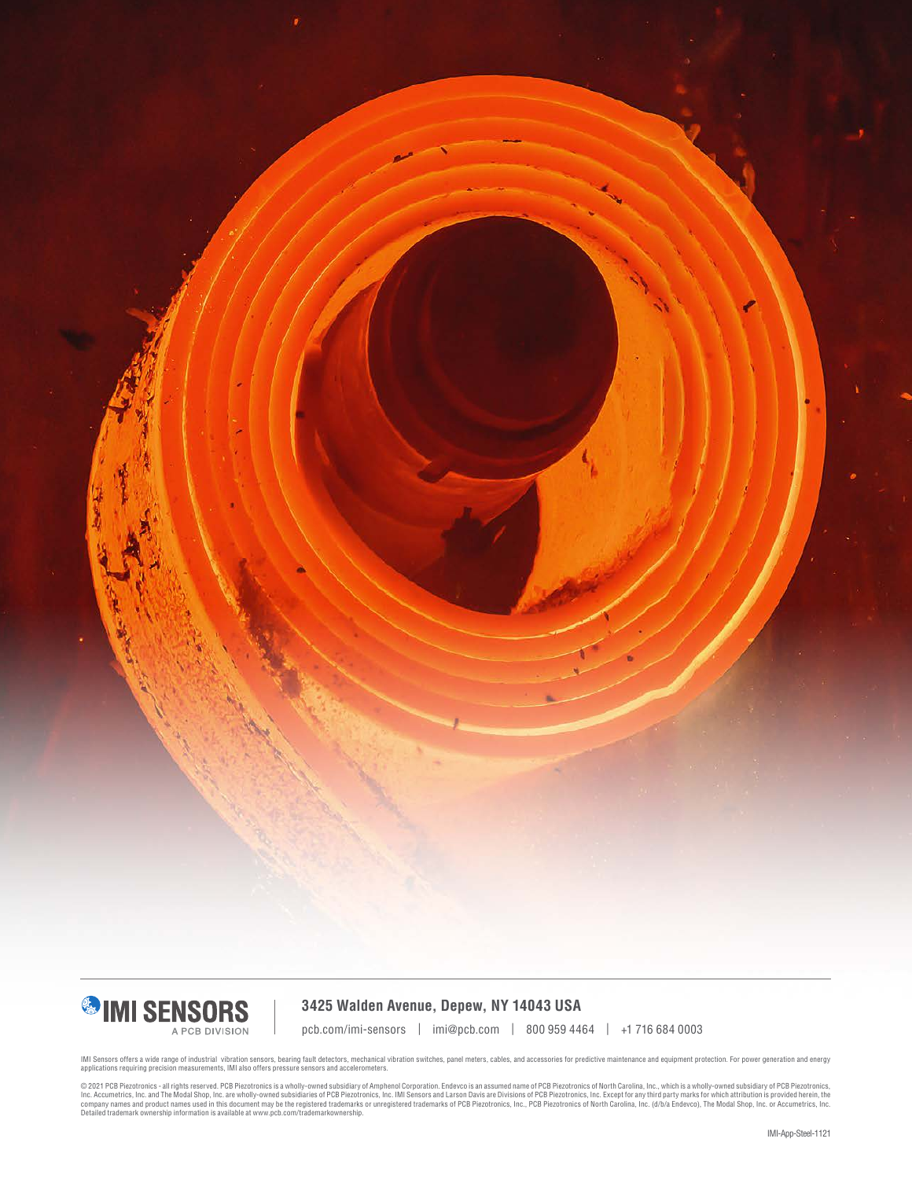**IMI SENSORS**
A PCB DIVISION

**3425 Walden Avenue, Depew, NY 14043 USA**

pcb.com/imi-sensors | imi@pcb.com | 800 959 4464 | +1 716 684 0003

IMI Sensors offers a wide range of industrial vibration sensors, bearing fault detectors, mechanical vibration switches, panel meters, cables, and accessories for predictive maintenance and equipment protection. For power generation and energy applications requiring precision measurements, IMI also offers pressure sensors and accelerometers.

© 2021 PCB Piezotronics - all rights reserved. PCB Piezotronics is a wholly-owned subsidiary of Amphenol Corporation. Endevco is an assumed name of PCB Piezotronics of North Carolina, Inc., which is a wholly-owned subsidiary of PCB Piezotronics, Inc. Accumetrics, Inc. and The Modal Shop, Inc. are wholly-owned subsidiaries of PCB Piezotronics, Inc. IMI Sensors and Larson Davis are Divisions of PCB Piezotronics, Inc. Except for any third party marks for which attribution is provided herein, the company names and product names used in this document may be the registered trademarks or unregistered trademarks of PCB Piezotronics, Inc., PCB Piezotronics of North Carolina, Inc. (d/b/a Endevco), The Modal Shop, Inc. or Accumetrics, Inc. Detailed trademark ownership information is available at www.pcb.com/trademarkownership.

IMI-App-Steel-1121